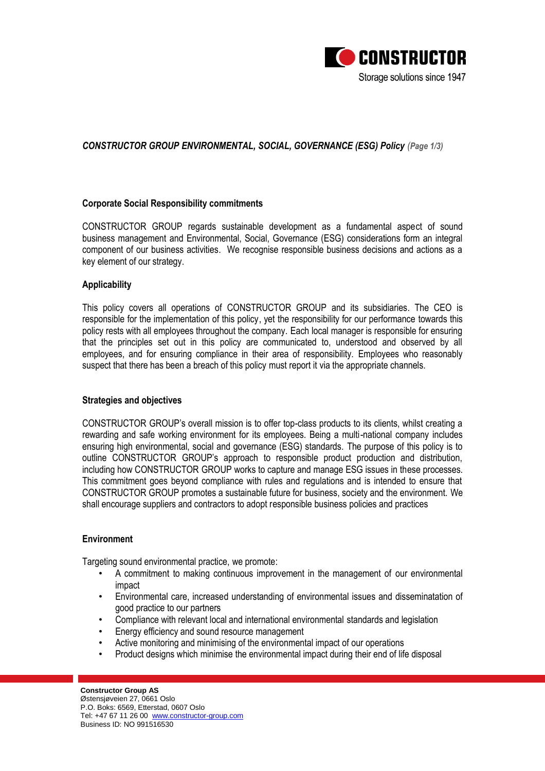# *CONSTRUCTOR GROUP ENVIRONMENTAL, SOCIAL, GOVERNANCE (ESG) Policy*

## Corporate Social Responsibility commitments

CONSTRUCTOR GROUP regards sustainable development as a fundamental aspect of sound business management and Environmental, Social, Governance (ESG) considerations form an integral component of our business activities. We recognise responsible business decisions and actions as a key element of our strategy.

## Applicability

This policy covers all operations of CONSTRUCTOR GROUP and its subsidiaries. The CEO is responsible for the implementation of this policy, yet the responsibility for our performance towards this policy rests with all employees throughout the company. Each local manager is responsible for ensuring that the principles set out in this policy are communicated to, understood and observed by all employees, and for ensuring compliance in their area of responsibility. Employees who reasonably suspect that there has been a breach of this policy must report it via the appropriate channels.

## Strategies and objectives

CONSTRUCTOR GROUP's overall mission is to offer top-class products to its clients, whilst creating a rewarding and safe working environment for its employees. Being a multi-national company includes ensuring high environmental, social and governance (ESG) standards. The purpose of this policy is to outline CONSTRUCTOR GROUP's approach to responsible product production and distribution, including how CONSTRUCTOR GROUP works to capture and manage ESG issues in these processes. This commitment goes beyond compliance with rules and regulations and is intended to ensure that CONSTRUCTOR GROUP promotes a sustainable future for business, society and the environment. We shall encourage suppliers and contractors to adopt responsible business policies and practices

## Environment

Targeting sound environmental practice, we promote:

- A commitment to making continuous improvement in the management of our environmental impact
- Environmental care, increased understanding of environmental issues and disseminatation of good practice to our partners
- Compliance with relevant local and international environmental standards and legislation
- Energy efficiency and sound resource management
- Active monitoring and minimising of the environmental impact of our operations
- Product designs which minimise the environmental impact during their end of life disposal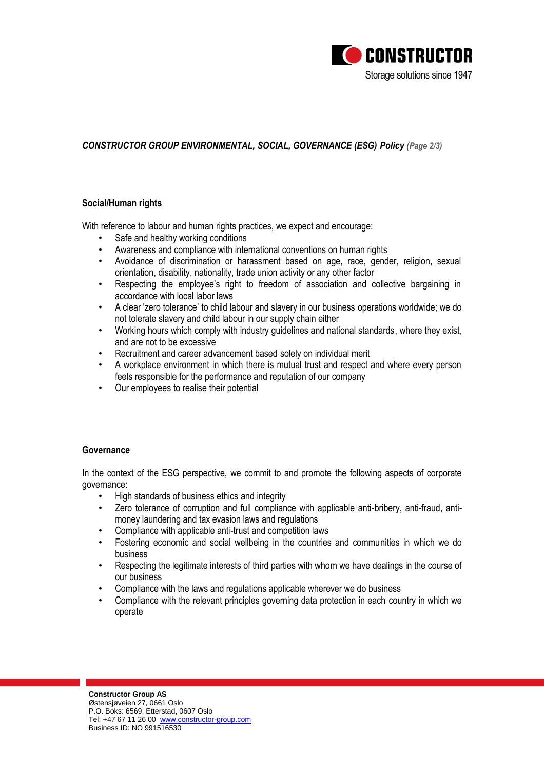## Social/Human rights

With reference to labour and human rights practices, we expect and encourage:

- Safe and healthy working conditions
- Awareness and compliance with international conventions on human rights
- Avoidance of discrimination or harassment based on age, race, gender, religion, sexual orientation, disability, nationality, trade union activity or any other factor
- Respecting the employee's right to freedom of association and collective bargaining in accordance with local labor laws
- A clear 'zero tolerance' to child labour and slavery in our business operations worldwide; we do not tolerate slavery and child labour in our supply chain either
- Working hours which comply with industry guidelines and national standards, where they exist, and are not to be excessive
- Recruitment and career advancement based solely on individual merit
- A workplace environment in which there is mutual trust and respect and where every person feels responsible for the performance and reputation of our company
- Our employees to realise their potential

## Governance

In the context of the ESG perspective, we commit to and promote the following aspects of corporate governance:

- High standards of business ethics and integrity
- Zero tolerance of corruption and full compliance with applicable anti-bribery, anti-fraud, anti-money laundering and tax evasion laws and regulations
- Compliance with applicable anti-trust and competition laws
- Fostering economic and social wellbeing in the countries and communities in which we do business
- Respecting the legitimate interests of third parties with whom we have dealings in the course of our business
- Compliance with the laws and regulations applicable wherever we do business
- Compliance with the relevant principles governing data protection in each country in which we operate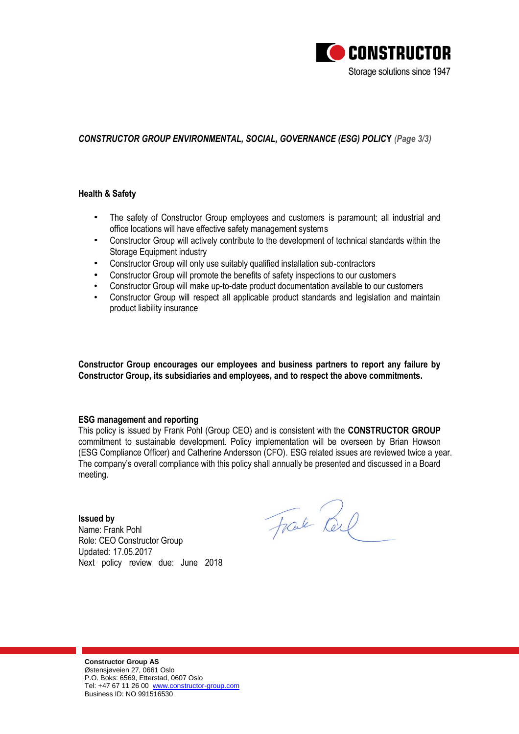*CONSTRUCTOR GROUP ENVIRONMENTAL, SOCIAL, GOVERNANCE (ESG) POLICY (Page 3/3)*

**Health & Safety**

- The safety of Constructor Group employees and customers is paramount; all industrial and office locations will have effective safety management systems
- Constructor Group will actively contribute to the development of technical standards within the Storage Equipment industry
- Constructor Group will only use suitably qualified installation sub-contractors
- Constructor Group will promote the benefits of safety inspections to our customers
- Constructor Group will make up-to-date product documentation available to our customers
- Constructor Group will respect all applicable product standards and legislation and maintain product liability insurance

**Constructor Group encourages our employees and business partners to report any failure by Constructor Group, its subsidiaries and employees, and to respect the above commitments.**

**ESG management and reporting**

This policy is issued by Frank Pohl (Group CEO) and is consistent with the **CONSTRUCTOR GROUP** commitment to sustainable development. Policy implementation will be overseen by Brian Howson (ESG Compliance Officer) and Catherine Andersson (CFO). ESG related issues are reviewed twice a year. The company's overall compliance with this policy shall annually be presented and discussed in a Board meeting.

**Issued by**
Name: Frank Pohl
Role: CEO Constructor Group
Updated: 17.05.2017
Next policy review due: June 2018

**Constructor Group AS**
Østensjøveien 27, 0661 Oslo
P.O. Boks: 6569, Etterstad, 0607 Oslo
Tel: +47 67 11 26 00 www.constructor-group.com
Business ID: NO 991516530